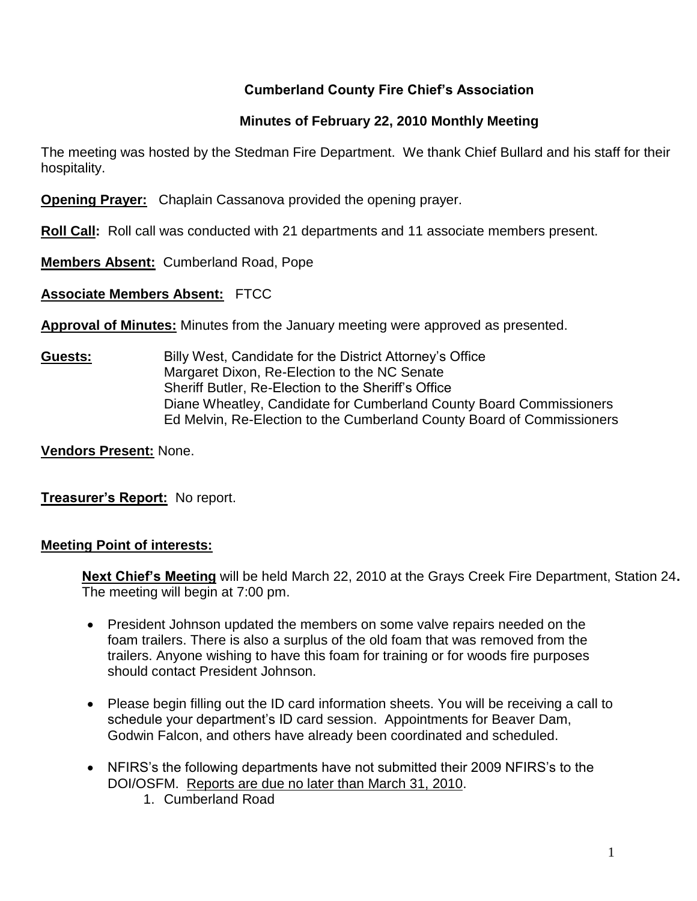# Cumberland County Fire Chief's Association

## Minutes of February 22, 2010 Monthly Meeting

The meeting was hosted by the Stedman Fire Department. We thank Chief Bullard and his staff for their hospitality.

**Opening Prayer:** Chaplain Cassanova provided the opening prayer.

**Roll Call:** Roll call was conducted with 21 departments and 11 associate members present.

**Members Absent:** Cumberland Road, Pope

**Associate Members Absent:** FTCC

**Approval of Minutes:** Minutes from the January meeting were approved as presented.

**Guests:**
Billy West, Candidate for the District Attorney's Office
Margaret Dixon, Re-Election to the NC Senate
Sheriff Butler, Re-Election to the Sheriff's Office
Diane Wheatley, Candidate for Cumberland County Board Commissioners
Ed Melvin, Re-Election to the Cumberland County Board of Commissioners

**Vendors Present:** None.

**Treasurer's Report:** No report.

**Meeting Point of interests:**

**Next Chief's Meeting** will be held March 22, 2010 at the Grays Creek Fire Department, Station 24**.** The meeting will begin at 7:00 pm.

- President Johnson updated the members on some valve repairs needed on the foam trailers. There is also a surplus of the old foam that was removed from the trailers. Anyone wishing to have this foam for training or for woods fire purposes should contact President Johnson.

- Please begin filling out the ID card information sheets. You will be receiving a call to schedule your department's ID card session. Appointments for Beaver Dam, Godwin Falcon, and others have already been coordinated and scheduled.

- NFIRS's the following departments have not submitted their 2009 NFIRS's to the DOI/OSFM. Reports are due no later than March 31, 2010.
    1. Cumberland Road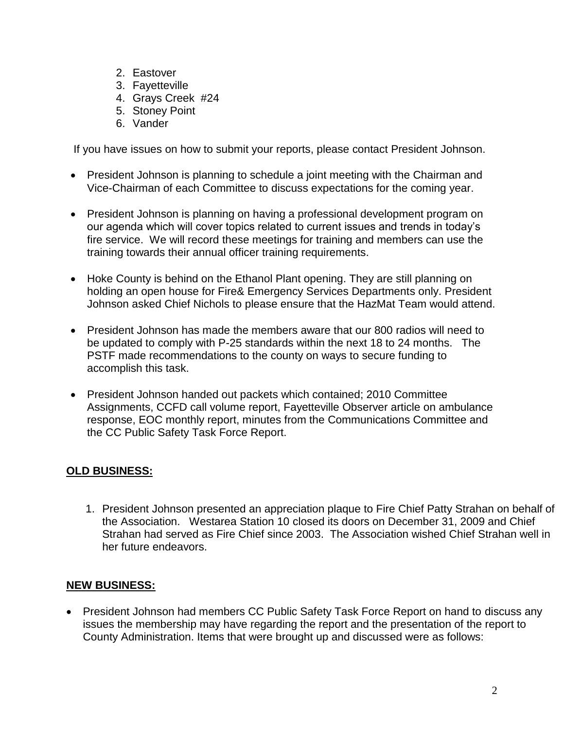2. Eastover
3. Fayetteville
4. Grays Creek #24
5. Stoney Point
6. Vander

If you have issues on how to submit your reports, please contact President Johnson.

- President Johnson is planning to schedule a joint meeting with the Chairman and Vice-Chairman of each Committee to discuss expectations for the coming year.

- President Johnson is planning on having a professional development program on our agenda which will cover topics related to current issues and trends in today's fire service. We will record these meetings for training and members can use the training towards their annual officer training requirements.

- Hoke County is behind on the Ethanol Plant opening. They are still planning on holding an open house for Fire& Emergency Services Departments only. President Johnson asked Chief Nichols to please ensure that the HazMat Team would attend.

- President Johnson has made the members aware that our 800 radios will need to be updated to comply with P-25 standards within the next 18 to 24 months. The PSTF made recommendations to the county on ways to secure funding to accomplish this task.

- President Johnson handed out packets which contained; 2010 Committee Assignments, CCFD call volume report, Fayetteville Observer article on ambulance response, EOC monthly report, minutes from the Communications Committee and the CC Public Safety Task Force Report.

**OLD BUSINESS:**

1. President Johnson presented an appreciation plaque to Fire Chief Patty Strahan on behalf of the Association. Westarea Station 10 closed its doors on December 31, 2009 and Chief Strahan had served as Fire Chief since 2003. The Association wished Chief Strahan well in her future endeavors.

**NEW BUSINESS:**

- President Johnson had members CC Public Safety Task Force Report on hand to discuss any issues the membership may have regarding the report and the presentation of the report to County Administration. Items that were brought up and discussed were as follows: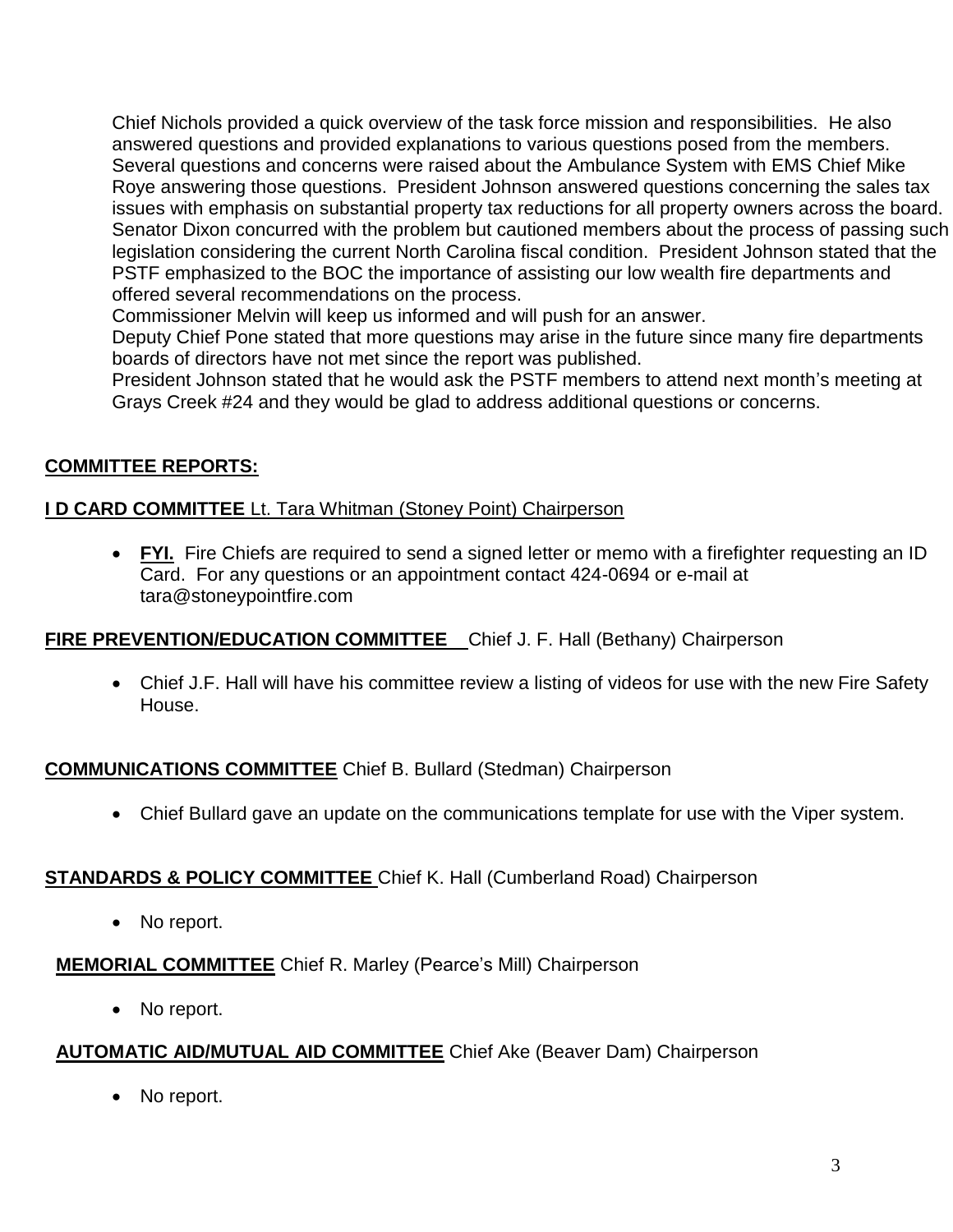Chief Nichols provided a quick overview of the task force mission and responsibilities. He also answered questions and provided explanations to various questions posed from the members. Several questions and concerns were raised about the Ambulance System with EMS Chief Mike Roye answering those questions. President Johnson answered questions concerning the sales tax issues with emphasis on substantial property tax reductions for all property owners across the board. Senator Dixon concurred with the problem but cautioned members about the process of passing such legislation considering the current North Carolina fiscal condition. President Johnson stated that the PSTF emphasized to the BOC the importance of assisting our low wealth fire departments and offered several recommendations on the process.
Commissioner Melvin will keep us informed and will push for an answer.
Deputy Chief Pone stated that more questions may arise in the future since many fire departments boards of directors have not met since the report was published.
President Johnson stated that he would ask the PSTF members to attend next month's meeting at Grays Creek #24 and they would be glad to address additional questions or concerns.

## COMMITTEE REPORTS:

**I D CARD COMMITTEE** Lt. Tara Whitman (Stoney Point) Chairperson

- **FYI.** Fire Chiefs are required to send a signed letter or memo with a firefighter requesting an ID Card. For any questions or an appointment contact 424-0694 or e-mail at tara@stoneypointfire.com

**FIRE PREVENTION/EDUCATION COMMITTEE** Chief J. F. Hall (Bethany) Chairperson

- Chief J.F. Hall will have his committee review a listing of videos for use with the new Fire Safety House.

**COMMUNICATIONS COMMITTEE** Chief B. Bullard (Stedman) Chairperson

- Chief Bullard gave an update on the communications template for use with the Viper system.

**STANDARDS & POLICY COMMITTEE** Chief K. Hall (Cumberland Road) Chairperson

- No report.

**MEMORIAL COMMITTEE** Chief R. Marley (Pearce's Mill) Chairperson

- No report.

**AUTOMATIC AID/MUTUAL AID COMMITTEE** Chief Ake (Beaver Dam) Chairperson

- No report.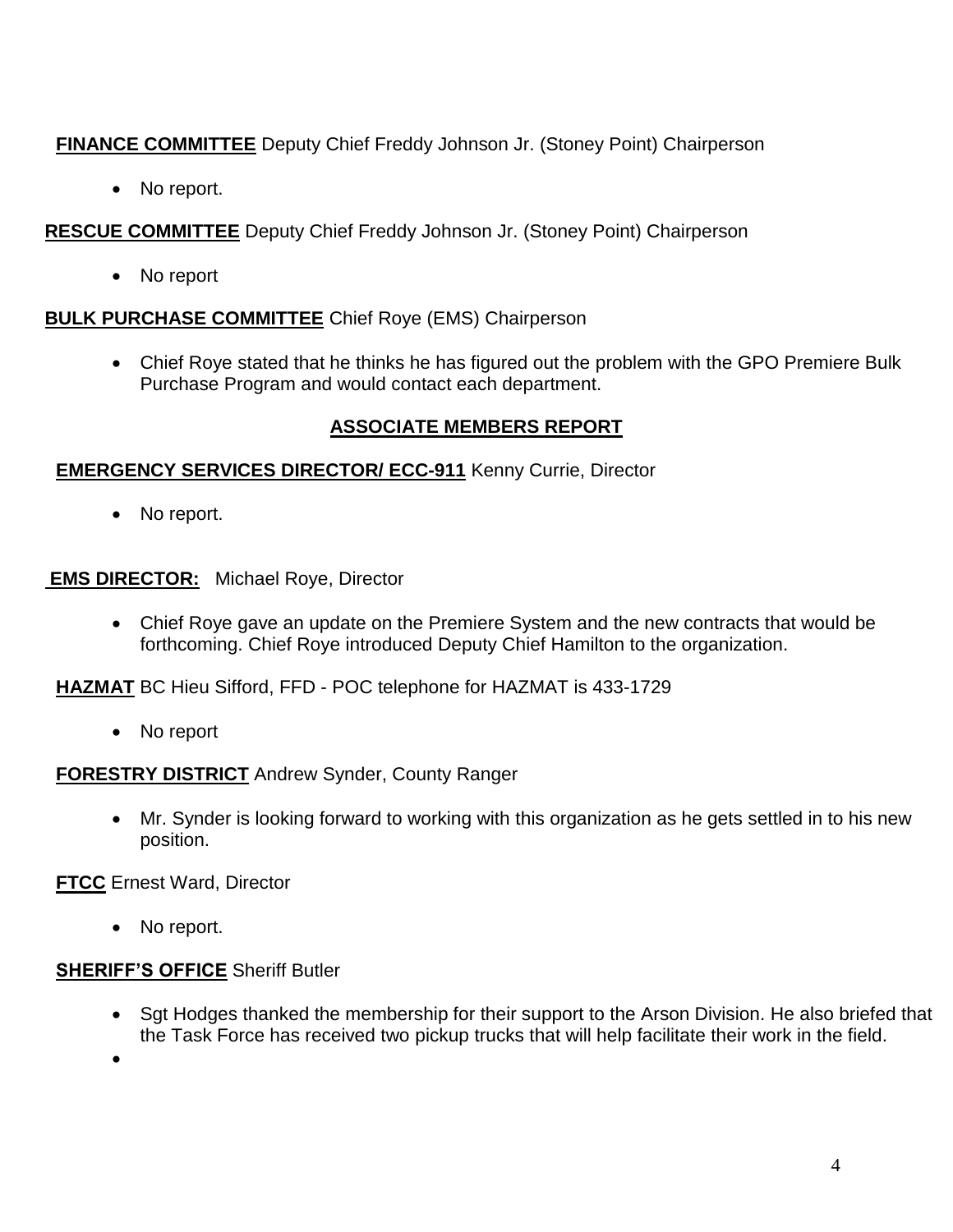**FINANCE COMMITTEE** Deputy Chief Freddy Johnson Jr. (Stoney Point) Chairperson

- No report.

**RESCUE COMMITTEE** Deputy Chief Freddy Johnson Jr. (Stoney Point) Chairperson

- No report

**BULK PURCHASE COMMITTEE** Chief Roye (EMS) Chairperson

- Chief Roye stated that he thinks he has figured out the problem with the GPO Premiere Bulk Purchase Program and would contact each department.

## ASSOCIATE MEMBERS REPORT

**EMERGENCY SERVICES DIRECTOR/ ECC-911** Kenny Currie, Director

- No report.

**EMS DIRECTOR:** Michael Roye, Director

- Chief Roye gave an update on the Premiere System and the new contracts that would be forthcoming. Chief Roye introduced Deputy Chief Hamilton to the organization.

**HAZMAT** BC Hieu Sifford, FFD - POC telephone for HAZMAT is 433-1729

- No report

**FORESTRY DISTRICT** Andrew Synder, County Ranger

- Mr. Synder is looking forward to working with this organization as he gets settled in to his new position.

**FTCC** Ernest Ward, Director

- No report.

**SHERIFF'S OFFICE** Sheriff Butler

- Sgt Hodges thanked the membership for their support to the Arson Division. He also briefed that the Task Force has received two pickup trucks that will help facilitate their work in the field.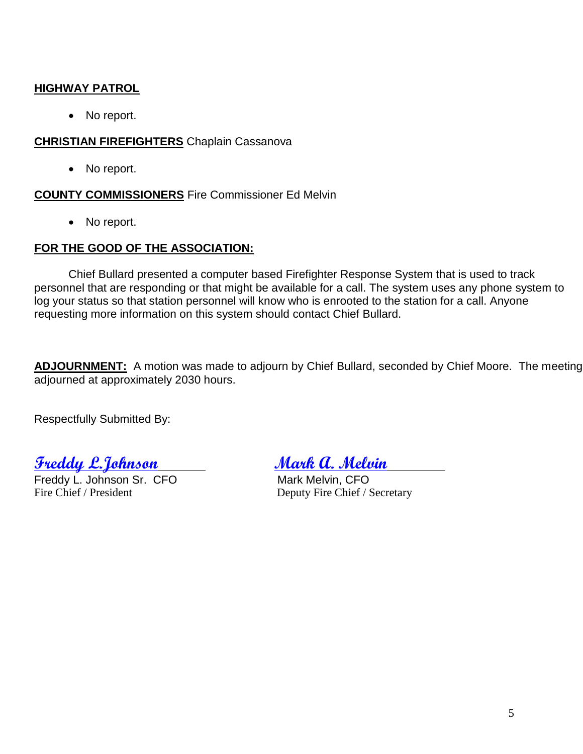**HIGHWAY PATROL**

- No report.

**CHRISTIAN FIREFIGHTERS** Chaplain Cassanova

- No report.

**COUNTY COMMISSIONERS** Fire Commissioner Ed Melvin

- No report.

**FOR THE GOOD OF THE ASSOCIATION:**

Chief Bullard presented a computer based Firefighter Response System that is used to track personnel that are responding or that might be available for a call. The system uses any phone system to log your status so that station personnel will know who is enrooted to the station for a call. Anyone requesting more information on this system should contact Chief Bullard.

**ADJOURNMENT:** A motion was made to adjourn by Chief Bullard, seconded by Chief Moore. The meeting adjourned at approximately 2030 hours.

Respectfully Submitted By:

*Freddy L.Johnson*
Freddy L. Johnson Sr. CFO
Fire Chief / President

*Mark A. Melvin*
Mark Melvin, CFO
Deputy Fire Chief / Secretary